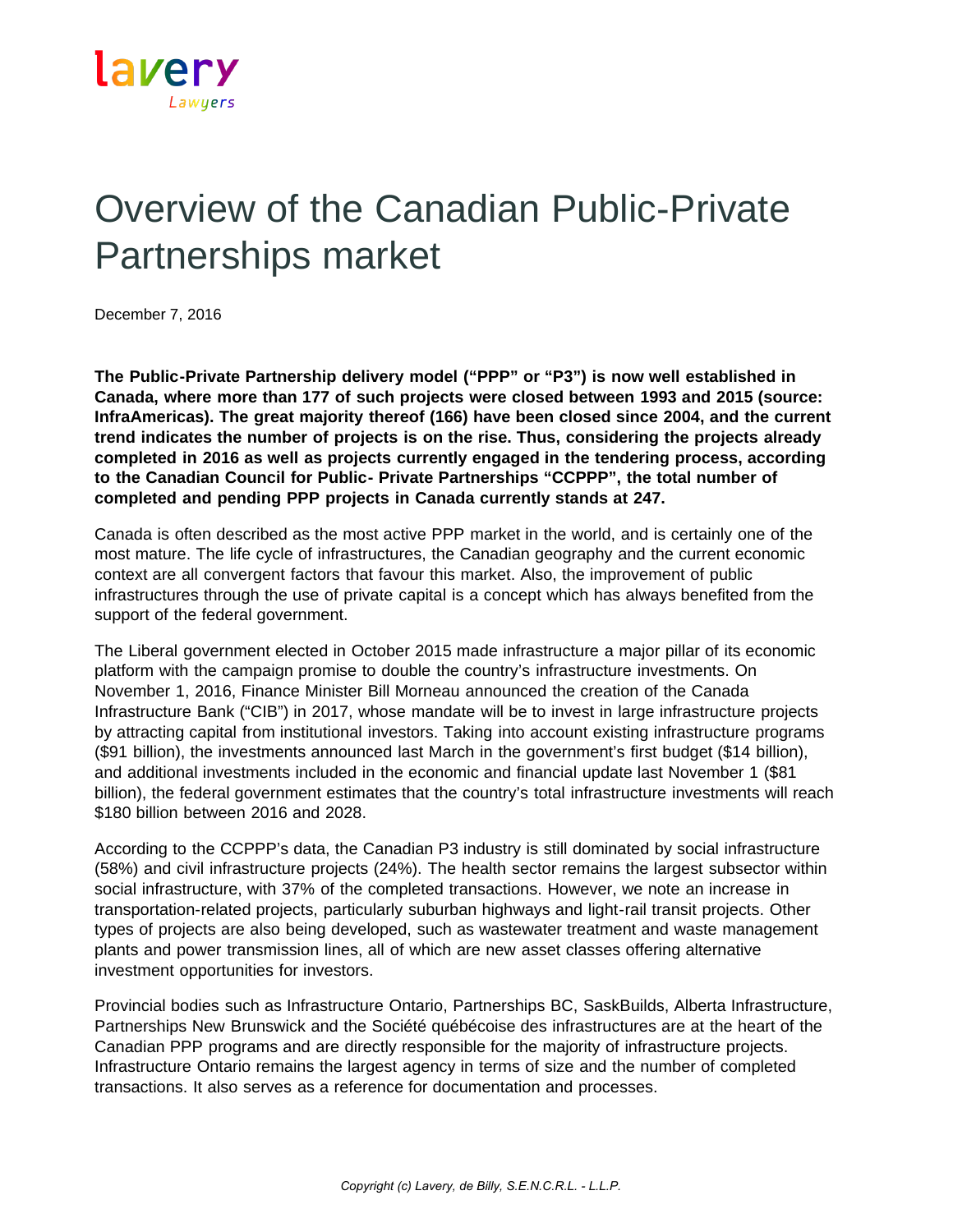# Overview of the Canadian Public-Private Partnerships market

December 7, 2016

**The Public-Private Partnership delivery model ("PPP" or "P3") is now well established in Canada, where more than 177 of such projects were closed between 1993 and 2015 (source: InfraAmericas). The great majority thereof (166) have been closed since 2004, and the current trend indicates the number of projects is on the rise. Thus, considering the projects already completed in 2016 as well as projects currently engaged in the tendering process, according to the Canadian Council for Public- Private Partnerships "CCPPP", the total number of completed and pending PPP projects in Canada currently stands at 247.**

Canada is often described as the most active PPP market in the world, and is certainly one of the most mature. The life cycle of infrastructures, the Canadian geography and the current economic context are all convergent factors that favour this market. Also, the improvement of public infrastructures through the use of private capital is a concept which has always benefited from the support of the federal government.

The Liberal government elected in October 2015 made infrastructure a major pillar of its economic platform with the campaign promise to double the country's infrastructure investments. On November 1, 2016, Finance Minister Bill Morneau announced the creation of the Canada Infrastructure Bank ("CIB") in 2017, whose mandate will be to invest in large infrastructure projects by attracting capital from institutional investors. Taking into account existing infrastructure programs ($91 billion), the investments announced last March in the government's first budget ($14 billion), and additional investments included in the economic and financial update last November 1 ($81 billion), the federal government estimates that the country's total infrastructure investments will reach $180 billion between 2016 and 2028.

According to the CCPPP's data, the Canadian P3 industry is still dominated by social infrastructure (58%) and civil infrastructure projects (24%). The health sector remains the largest subsector within social infrastructure, with 37% of the completed transactions. However, we note an increase in transportation-related projects, particularly suburban highways and light-rail transit projects. Other types of projects are also being developed, such as wastewater treatment and waste management plants and power transmission lines, all of which are new asset classes offering alternative investment opportunities for investors.

Provincial bodies such as Infrastructure Ontario, Partnerships BC, SaskBuilds, Alberta Infrastructure, Partnerships New Brunswick and the Société québécoise des infrastructures are at the heart of the Canadian PPP programs and are directly responsible for the majority of infrastructure projects. Infrastructure Ontario remains the largest agency in terms of size and the number of completed transactions. It also serves as a reference for documentation and processes.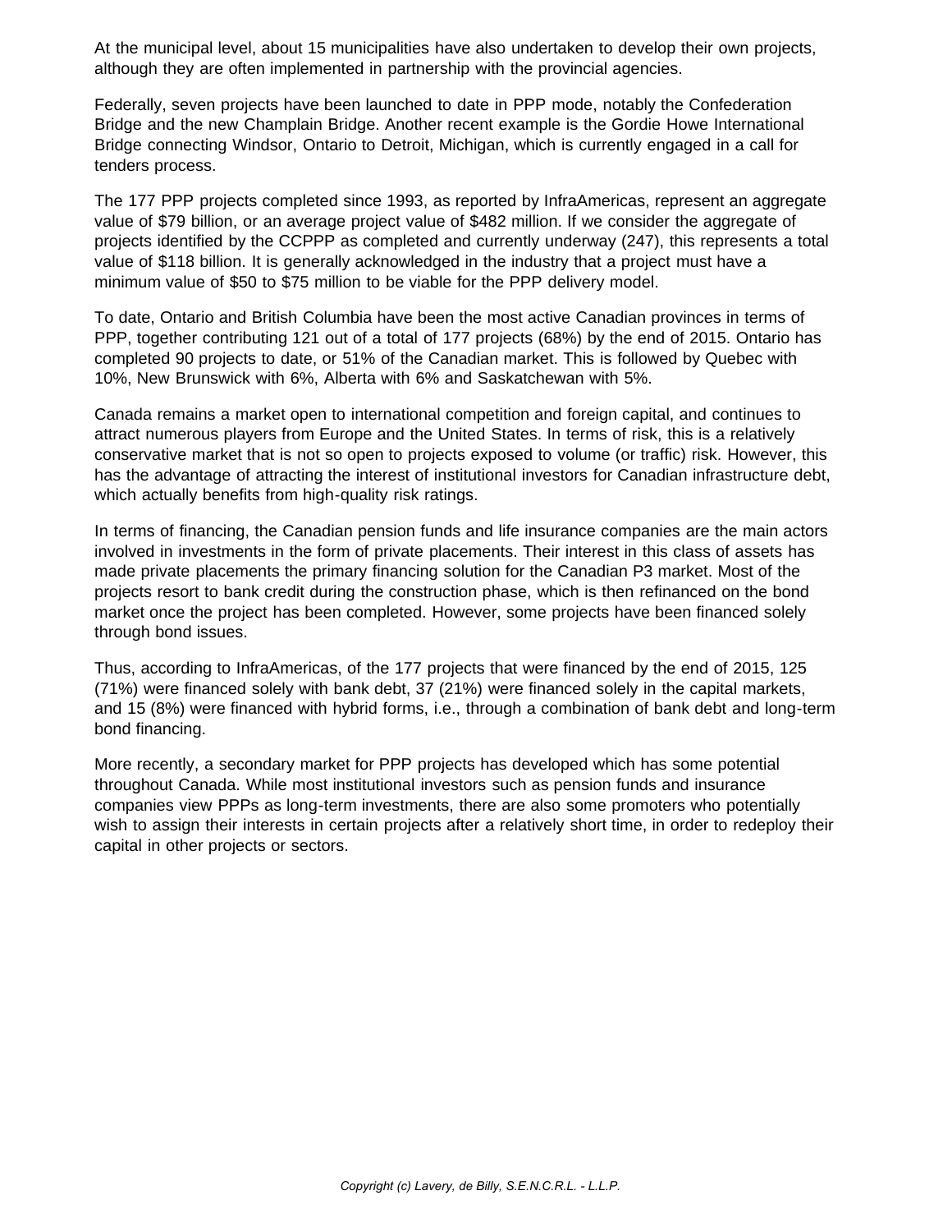At the municipal level, about 15 municipalities have also undertaken to develop their own projects, although they are often implemented in partnership with the provincial agencies.

Federally, seven projects have been launched to date in PPP mode, notably the Confederation Bridge and the new Champlain Bridge. Another recent example is the Gordie Howe International Bridge connecting Windsor, Ontario to Detroit, Michigan, which is currently engaged in a call for tenders process.

The 177 PPP projects completed since 1993, as reported by InfraAmericas, represent an aggregate value of $79 billion, or an average project value of $482 million. If we consider the aggregate of projects identified by the CCPPP as completed and currently underway (247), this represents a total value of $118 billion. It is generally acknowledged in the industry that a project must have a minimum value of $50 to $75 million to be viable for the PPP delivery model.

To date, Ontario and British Columbia have been the most active Canadian provinces in terms of PPP, together contributing 121 out of a total of 177 projects (68%) by the end of 2015. Ontario has completed 90 projects to date, or 51% of the Canadian market. This is followed by Quebec with 10%, New Brunswick with 6%, Alberta with 6% and Saskatchewan with 5%.

Canada remains a market open to international competition and foreign capital, and continues to attract numerous players from Europe and the United States. In terms of risk, this is a relatively conservative market that is not so open to projects exposed to volume (or traffic) risk. However, this has the advantage of attracting the interest of institutional investors for Canadian infrastructure debt, which actually benefits from high-quality risk ratings.

In terms of financing, the Canadian pension funds and life insurance companies are the main actors involved in investments in the form of private placements. Their interest in this class of assets has made private placements the primary financing solution for the Canadian P3 market. Most of the projects resort to bank credit during the construction phase, which is then refinanced on the bond market once the project has been completed. However, some projects have been financed solely through bond issues.

Thus, according to InfraAmericas, of the 177 projects that were financed by the end of 2015, 125 (71%) were financed solely with bank debt, 37 (21%) were financed solely in the capital markets, and 15 (8%) were financed with hybrid forms, i.e., through a combination of bank debt and long-term bond financing.

More recently, a secondary market for PPP projects has developed which has some potential throughout Canada. While most institutional investors such as pension funds and insurance companies view PPPs as long-term investments, there are also some promoters who potentially wish to assign their interests in certain projects after a relatively short time, in order to redeploy their capital in other projects or sectors.

*Copyright (c) Lavery, de Billy, S.E.N.C.R.L. - L.L.P.*